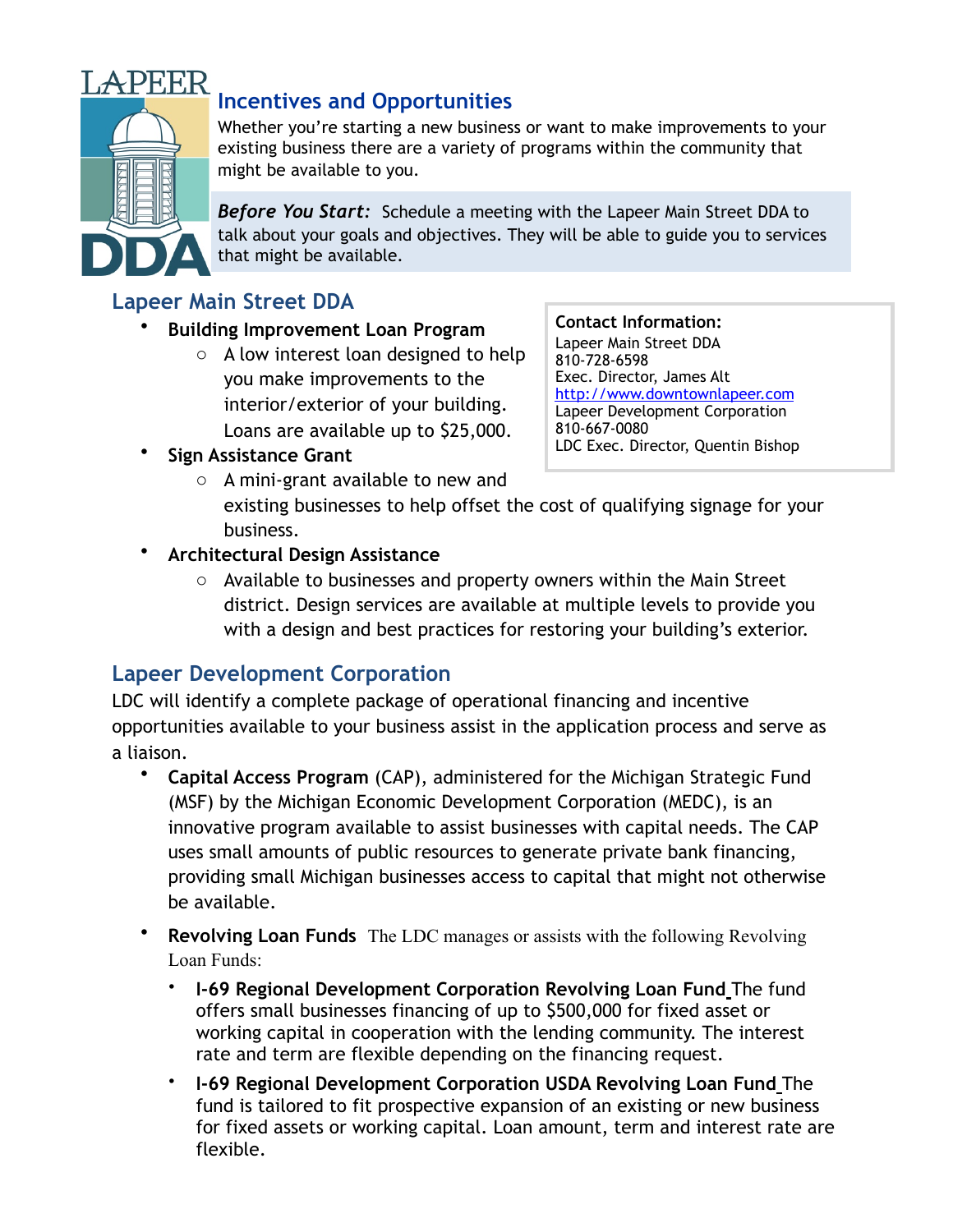# Incentives and Opportunities

Whether you're starting a new business or want to make improvements to your existing business there are a variety of programs within the community that might be available to you.

***Before You Start:*** Schedule a meeting with the Lapeer Main Street DDA to talk about your goals and objectives. They will be able to guide you to services that might be available.

**Contact Information:**
Lapeer Main Street DDA
810-728-6598
Exec. Director, James Alt
http://www.downtownlapeer.com
Lapeer Development Corporation
810-667-0080
LDC Exec. Director, Quentin Bishop

## Lapeer Main Street DDA

- **Building Improvement Loan Program**
  - A low interest loan designed to help you make improvements to the interior/exterior of your building. Loans are available up to $25,000.
- **Sign Assistance Grant**
  - A mini-grant available to new and existing businesses to help offset the cost of qualifying signage for your business.
- **Architectural Design Assistance**
  - Available to businesses and property owners within the Main Street district. Design services are available at multiple levels to provide you with a design and best practices for restoring your building's exterior.

## Lapeer Development Corporation

LDC will identify a complete package of operational financing and incentive opportunities available to your business assist in the application process and serve as a liaison.

- **Capital Access Program** (CAP), administered for the Michigan Strategic Fund (MSF) by the Michigan Economic Development Corporation (MEDC), is an innovative program available to assist businesses with capital needs. The CAP uses small amounts of public resources to generate private bank financing, providing small Michigan businesses access to capital that might not otherwise be available.
- **Revolving Loan Funds** The LDC manages or assists with the following Revolving Loan Funds:
  - **I-69 Regional Development Corporation Revolving Loan Fund** The fund offers small businesses financing of up to $500,000 for fixed asset or working capital in cooperation with the lending community. The interest rate and term are flexible depending on the financing request.
  - **I-69 Regional Development Corporation USDA Revolving Loan Fund** The fund is tailored to fit prospective expansion of an existing or new business for fixed assets or working capital. Loan amount, term and interest rate are flexible.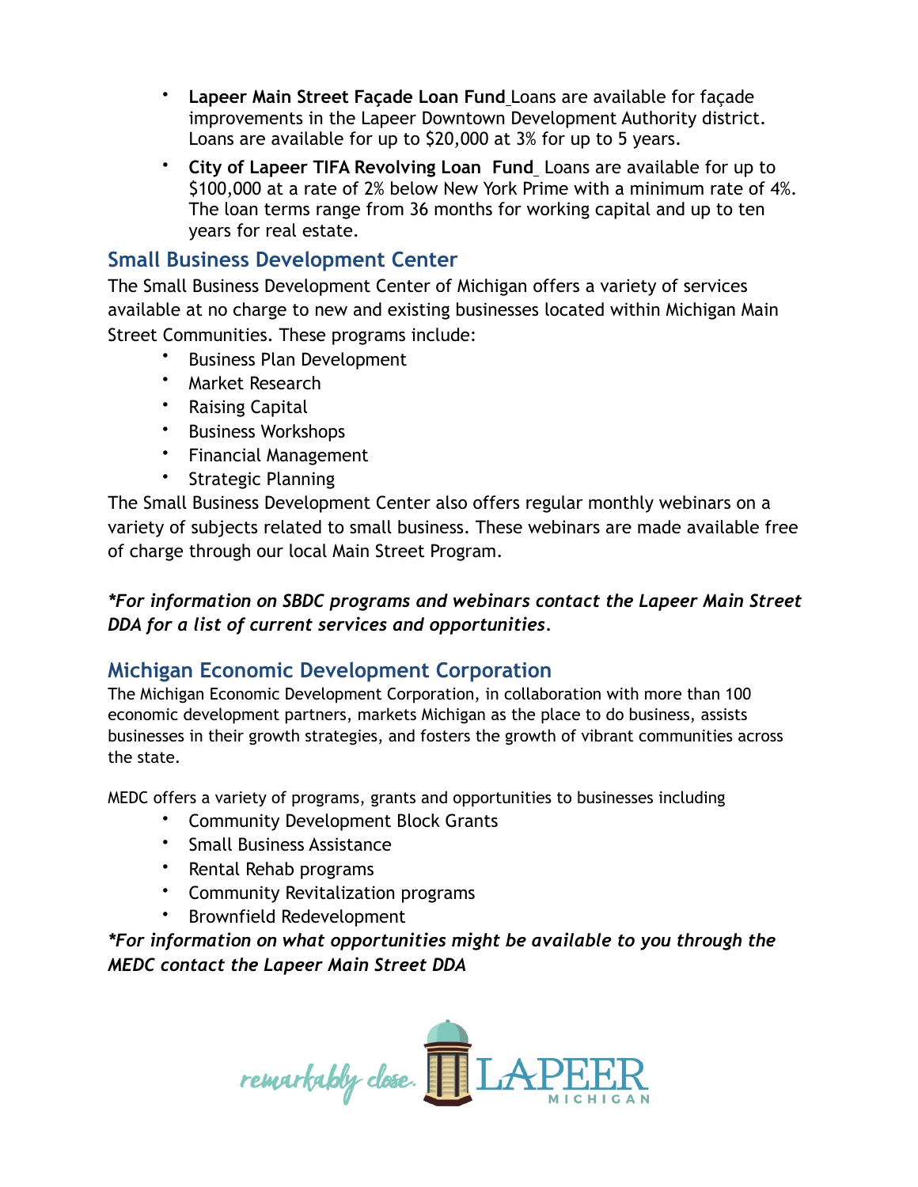- **Lapeer Main Street Façade Loan Fund** Loans are available for façade improvements in the Lapeer Downtown Development Authority district. Loans are available for up to $20,000 at 3% for up to 5 years.
- **City of Lapeer TIFA Revolving Loan Fund** Loans are available for up to $100,000 at a rate of 2% below New York Prime with a minimum rate of 4%. The loan terms range from 36 months for working capital and up to ten years for real estate.

## Small Business Development Center

The Small Business Development Center of Michigan offers a variety of services available at no charge to new and existing businesses located within Michigan Main Street Communities. These programs include:

- Business Plan Development
- Market Research
- Raising Capital
- Business Workshops
- Financial Management
- Strategic Planning

The Small Business Development Center also offers regular monthly webinars on a variety of subjects related to small business. These webinars are made available free of charge through our local Main Street Program.

***For information on SBDC programs and webinars contact the Lapeer Main Street DDA for a list of current services and opportunities.***

## Michigan Economic Development Corporation

The Michigan Economic Development Corporation, in collaboration with more than 100 economic development partners, markets Michigan as the place to do business, assists businesses in their growth strategies, and fosters the growth of vibrant communities across the state.

MEDC offers a variety of programs, grants and opportunities to businesses including

- Community Development Block Grants
- Small Business Assistance
- Rental Rehab programs
- Community Revitalization programs
- Brownfield Redevelopment

***For information on what opportunities might be available to you through the MEDC contact the Lapeer Main Street DDA***

remarkably close. LAPEER MICHIGAN